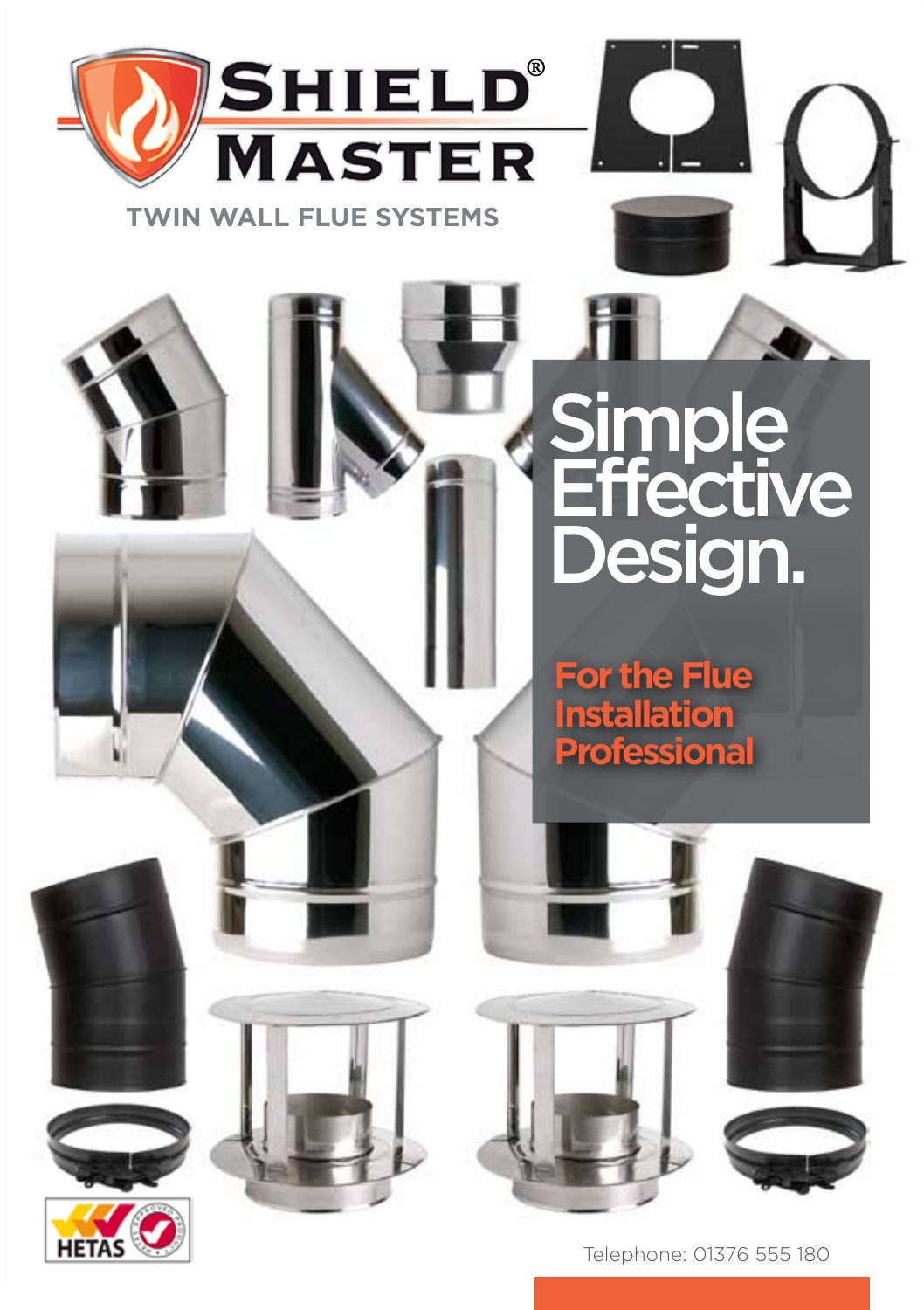# SHIELD® MASTER

## TWIN WALL FLUE SYSTEMS

# Simple Effective Design.

**For the Flue Installation Professional**

HETAS

Telephone: 01376 555 180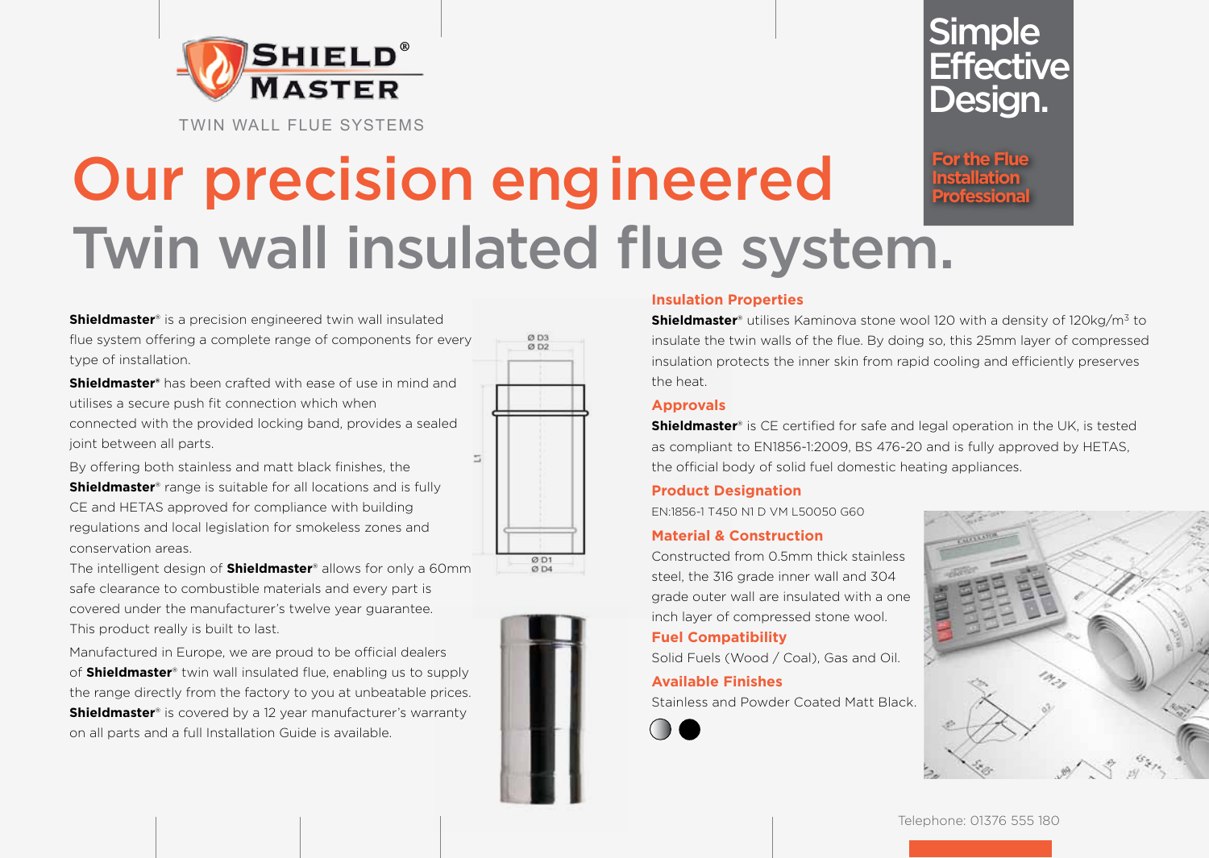TWIN WALL FLUE SYSTEMS

# Our precision engineered Twin wall insulated flue system.

**Simple Effective Design.**

**For the Flue Installation Professional**

**Shieldmaster**® is a precision engineered twin wall insulated flue system offering a complete range of components for every type of installation.

**Shieldmaster**® has been crafted with ease of use in mind and utilises a secure push fit connection which when connected with the provided locking band, provides a sealed joint between all parts.

By offering both stainless and matt black finishes, the **Shieldmaster**® range is suitable for all locations and is fully CE and HETAS approved for compliance with building regulations and local legislation for smokeless zones and conservation areas.

The intelligent design of **Shieldmaster**® allows for only a 60mm safe clearance to combustible materials and every part is covered under the manufacturer's twelve year guarantee. This product really is built to last.

Manufactured in Europe, we are proud to be official dealers of **Shieldmaster**® twin wall insulated flue, enabling us to supply the range directly from the factory to you at unbeatable prices. **Shieldmaster**® is covered by a 12 year manufacturer's warranty on all parts and a full Installation Guide is available.

Ø D3
Ø D2
L1
Ø D1
Ø D4

### Insulation Properties

**Shieldmaster**® utilises Kaminova stone wool 120 with a density of 120kg/m³ to insulate the twin walls of the flue. By doing so, this 25mm layer of compressed insulation protects the inner skin from rapid cooling and efficiently preserves the heat.

### Approvals

**Shieldmaster**® is CE certified for safe and legal operation in the UK, is tested as compliant to EN1856-1:2009, BS 476-20 and is fully approved by HETAS, the official body of solid fuel domestic heating appliances.

### Product Designation

EN:1856-1 T450 N1 D VM L50050 G60

### Material & Construction

Constructed from 0.5mm thick stainless steel, the 316 grade inner wall and 304 grade outer wall are insulated with a one inch layer of compressed stone wool.

### Fuel Compatibility

Solid Fuels (Wood / Coal), Gas and Oil.

### Available Finishes

Stainless and Powder Coated Matt Black.

Telephone: 01376 555 180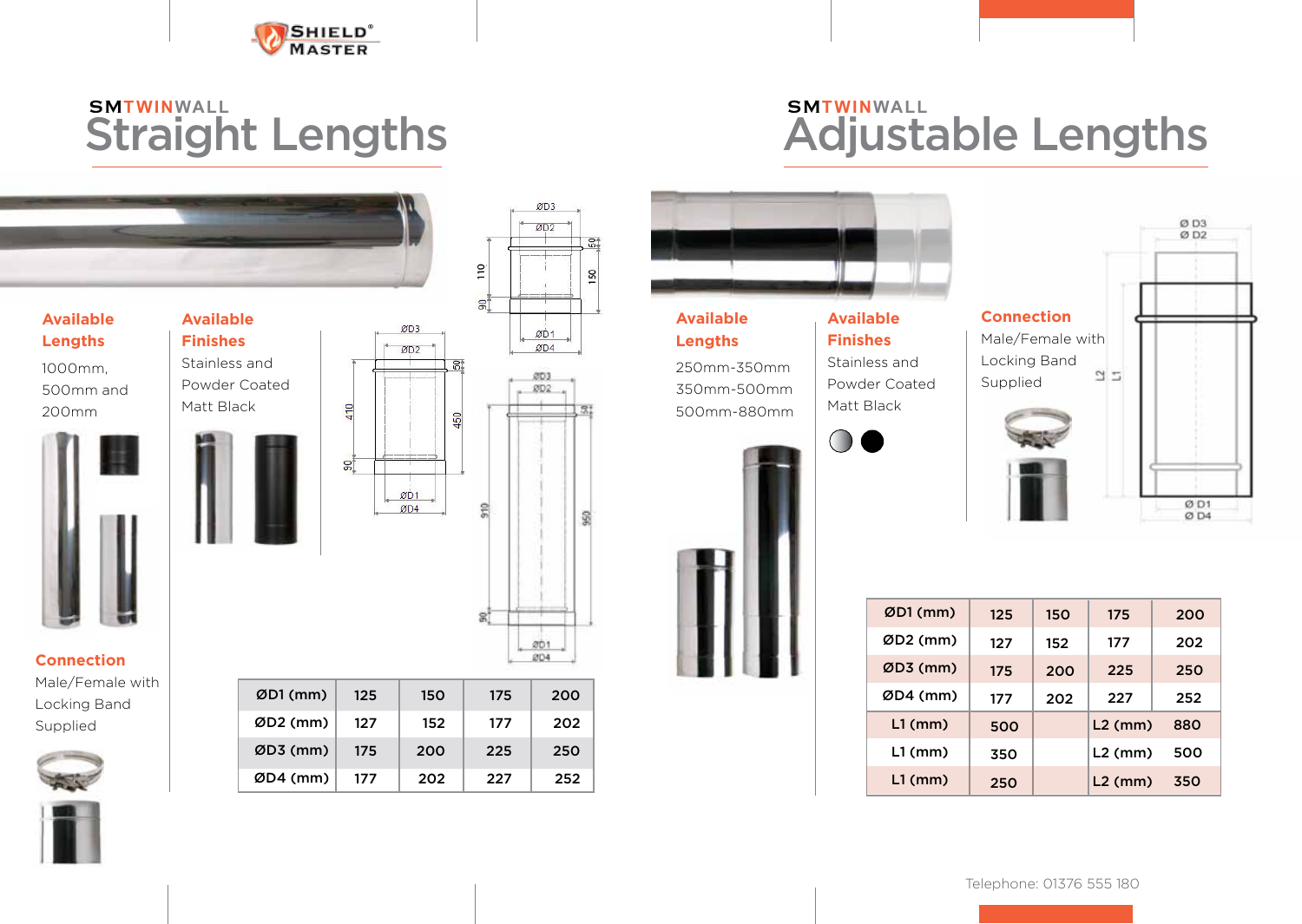## SMTWINWALL Straight Lengths

**Available Lengths**

1000mm,
500mm and
200mm

**Available Finishes**

Stainless and
Powder Coated
Matt Black

**Connection**

Male/Female with
Locking Band
Supplied

| ØD1 (mm) | 125 | 150 | 175 | 200 |
|---|---|---|---|---|
| ØD2 (mm) | 127 | 152 | 177 | 202 |
| ØD3 (mm) | 175 | 200 | 225 | 250 |
| ØD4 (mm) | 177 | 202 | 227 | 252 |

## SMTWINWALL Adjustable Lengths

**Available Lengths**

250mm-350mm
350mm-500mm
500mm-880mm

**Available Finishes**

Stainless and
Powder Coated
Matt Black

**Connection**

Male/Female with
Locking Band
Supplied

| ØD1 (mm) | 125 | 150 | 175 | 200 |
|---|---|---|---|---|
| ØD2 (mm) | 127 | 152 | 177 | 202 |
| ØD3 (mm) | 175 | 200 | 225 | 250 |
| ØD4 (mm) | 177 | 202 | 227 | 252 |
| L1 (mm) | 500 | | L2 (mm) | 880 |
| L1 (mm) | 350 | | L2 (mm) | 500 |
| L1 (mm) | 250 | | L2 (mm) | 350 |

Telephone: 01376 555 180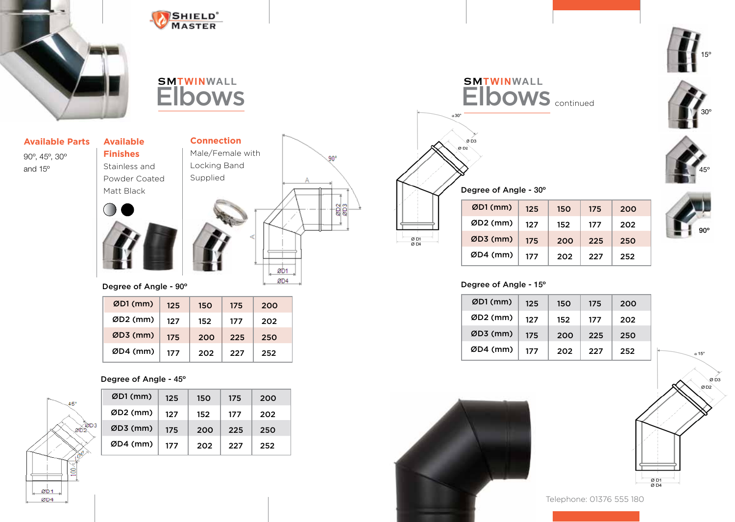SHIELD® MASTER

# SMTWINWALL Elbows

### Available Parts

90º, 45º, 30º and 15º

### Available Finishes

Stainless and Powder Coated Matt Black

### Connection

Male/Female with Locking Band Supplied

Degree of Angle - 90º

| ØD1 (mm) | 125 | 150 | 175 | 200 |
|---|---|---|---|---|
| ØD2 (mm) | 127 | 152 | 177 | 202 |
| ØD3 (mm) | 175 | 200 | 225 | 250 |
| ØD4 (mm) | 177 | 202 | 227 | 252 |

Degree of Angle - 45º

| ØD1 (mm) | 125 | 150 | 175 | 200 |
|---|---|---|---|---|
| ØD2 (mm) | 127 | 152 | 177 | 202 |
| ØD3 (mm) | 175 | 200 | 225 | 250 |
| ØD4 (mm) | 177 | 202 | 227 | 252 |

# SMTWINWALL Elbows continued

Degree of Angle - 30º

| ØD1 (mm) | 125 | 150 | 175 | 200 |
|---|---|---|---|---|
| ØD2 (mm) | 127 | 152 | 177 | 202 |
| ØD3 (mm) | 175 | 200 | 225 | 250 |
| ØD4 (mm) | 177 | 202 | 227 | 252 |

Degree of Angle - 15º

| ØD1 (mm) | 125 | 150 | 175 | 200 |
|---|---|---|---|---|
| ØD2 (mm) | 127 | 152 | 177 | 202 |
| ØD3 (mm) | 175 | 200 | 225 | 250 |
| ØD4 (mm) | 177 | 202 | 227 | 252 |

Telephone: 01376 555 180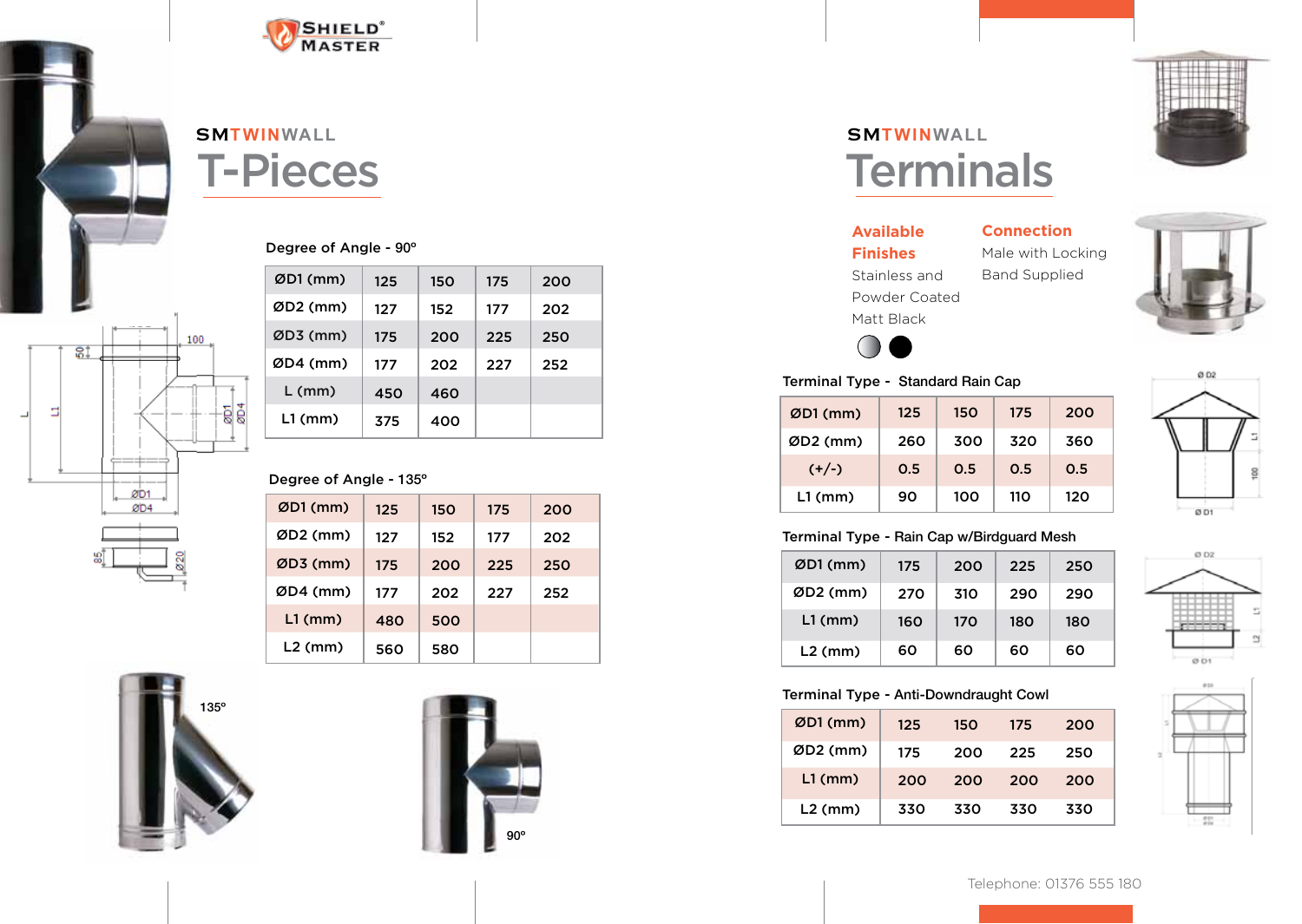## SMTWINWALL

# T-Pieces

Degree of Angle - 90º

| ØD1 (mm) | 125 | 150 | 175 | 200 |
|---|---|---|---|---|
| ØD2 (mm) | 127 | 152 | 177 | 202 |
| ØD3 (mm) | 175 | 200 | 225 | 250 |
| ØD4 (mm) | 177 | 202 | 227 | 252 |
| L (mm) | 450 | 460 | | |
| L1 (mm) | 375 | 400 | | |

Degree of Angle - 135º

| ØD1 (mm) | 125 | 150 | 175 | 200 |
|---|---|---|---|---|
| ØD2 (mm) | 127 | 152 | 177 | 202 |
| ØD3 (mm) | 175 | 200 | 225 | 250 |
| ØD4 (mm) | 177 | 202 | 227 | 252 |
| L1 (mm) | 480 | 500 | | |
| L2 (mm) | 560 | 580 | | |

135º

90º

## SMTWINWALL

# Terminals

**Available Finishes**

Stainless and Powder Coated Matt Black

**Connection**

Male with Locking Band Supplied

Terminal Type - Standard Rain Cap

| ØD1 (mm) | 125 | 150 | 175 | 200 |
|---|---|---|---|---|
| ØD2 (mm) | 260 | 300 | 320 | 360 |
| (+/-) | 0.5 | 0.5 | 0.5 | 0.5 |
| L1 (mm) | 90 | 100 | 110 | 120 |

Terminal Type - Rain Cap w/Birdguard Mesh

| ØD1 (mm) | 175 | 200 | 225 | 250 |
|---|---|---|---|---|
| ØD2 (mm) | 270 | 310 | 290 | 290 |
| L1 (mm) | 160 | 170 | 180 | 180 |
| L2 (mm) | 60 | 60 | 60 | 60 |

Terminal Type - Anti-Downdraught Cowl

| ØD1 (mm) | 125 | 150 | 175 | 200 |
|---|---|---|---|---|
| ØD2 (mm) | 175 | 200 | 225 | 250 |
| L1 (mm) | 200 | 200 | 200 | 200 |
| L2 (mm) | 330 | 330 | 330 | 330 |

Telephone: 01376 555 180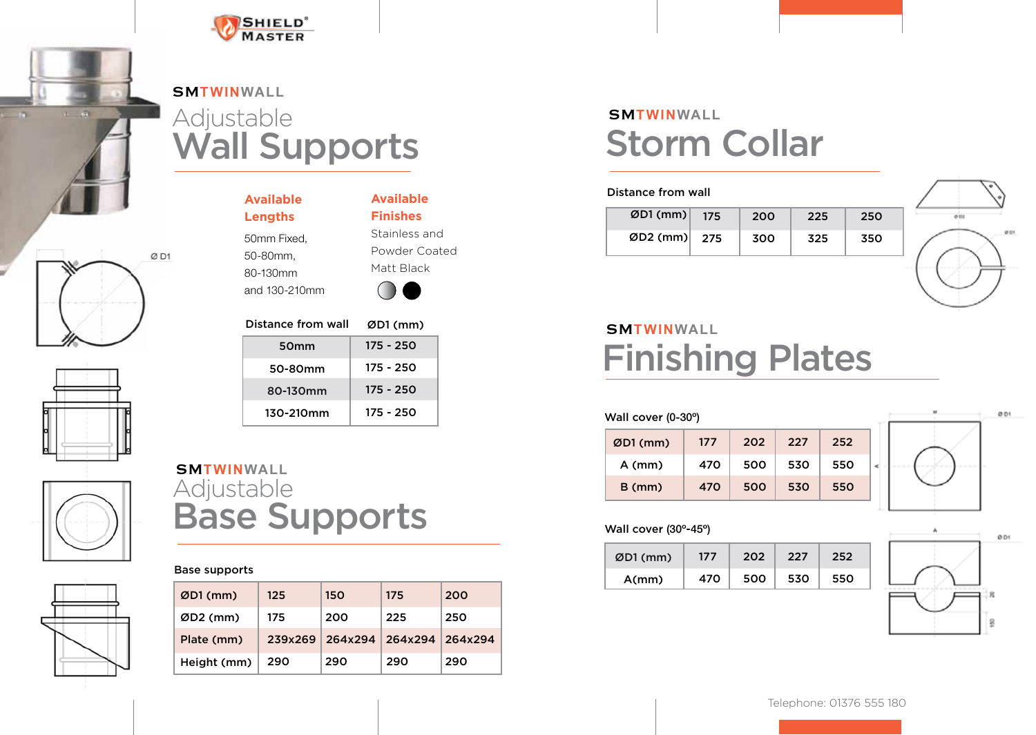## SMTWINWALL

# Adjustable Wall Supports

**Available Lengths**

50mm Fixed,
50-80mm,
80-130mm
and 130-210mm

**Available Finishes**

Stainless and
Powder Coated
Matt Black

| Distance from wall | ØD1 (mm) |
|---|---|
| 50mm | 175 - 250 |
| 50-80mm | 175 - 250 |
| 80-130mm | 175 - 250 |
| 130-210mm | 175 - 250 |

## SMTWINWALL

# Adjustable Base Supports

Base supports

| ØD1 (mm) | 125 | 150 | 175 | 200 |
|---|---|---|---|---|
| ØD2 (mm) | 175 | 200 | 225 | 250 |
| Plate (mm) | 239x269 | 264x294 | 264x294 | 264x294 |
| Height (mm) | 290 | 290 | 290 | 290 |

## SMTWINWALL

# Storm Collar

Distance from wall

| ØD1 (mm) | 175 | 200 | 225 | 250 |
|---|---|---|---|---|
| ØD2 (mm) | 275 | 300 | 325 | 350 |

## SMTWINWALL

# Finishing Plates

Wall cover (0-30º)

| ØD1 (mm) | 177 | 202 | 227 | 252 |
|---|---|---|---|---|
| A (mm) | 470 | 500 | 530 | 550 |
| B (mm) | 470 | 500 | 530 | 550 |

Wall cover (30º-45º)

| ØD1 (mm) | 177 | 202 | 227 | 252 |
|---|---|---|---|---|
| A(mm) | 470 | 500 | 530 | 550 |

Telephone: 01376 555 180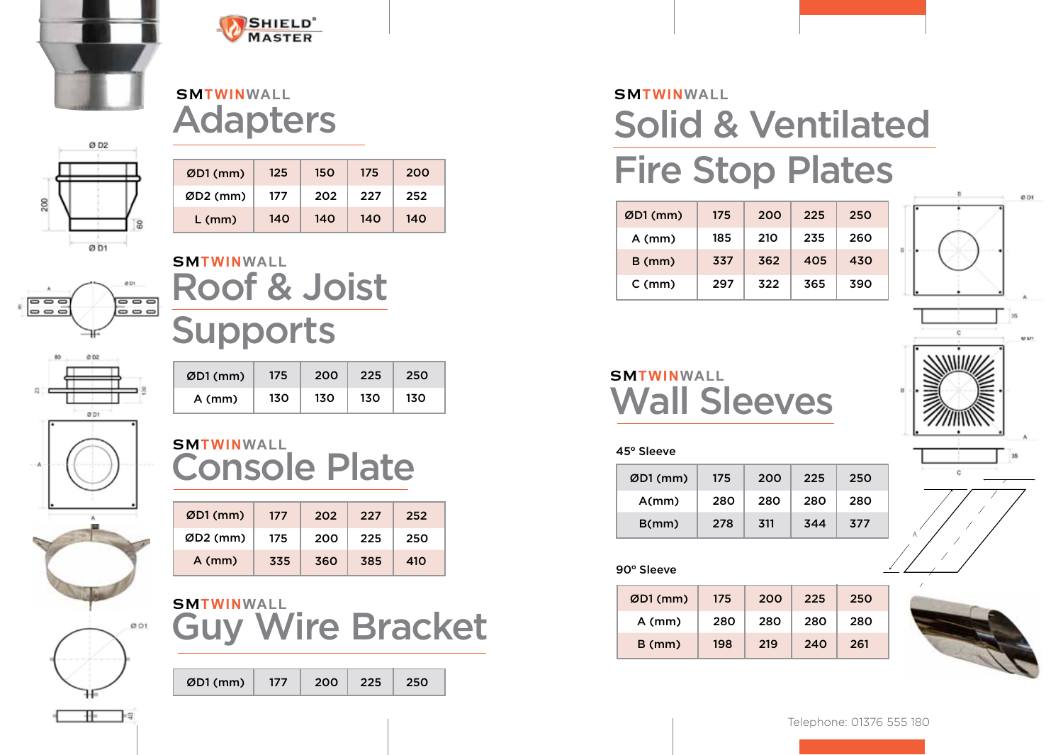## SMTWINWALL Adapters

| ØD1 (mm) | 125 | 150 | 175 | 200 |
|---|---|---|---|---|
| ØD2 (mm) | 177 | 202 | 227 | 252 |
| L (mm) | 140 | 140 | 140 | 140 |

## SMTWINWALL Roof & Joist Supports

| ØD1 (mm) | 175 | 200 | 225 | 250 |
|---|---|---|---|---|
| A (mm) | 130 | 130 | 130 | 130 |

## SMTWINWALL Console Plate

| ØD1 (mm) | 177 | 202 | 227 | 252 |
|---|---|---|---|---|
| ØD2 (mm) | 175 | 200 | 225 | 250 |
| A (mm) | 335 | 360 | 385 | 410 |

## SMTWINWALL Guy Wire Bracket

| ØD1 (mm) | 177 | 200 | 225 | 250 |
|---|---|---|---|---|

## SMTWINWALL Solid & Ventilated Fire Stop Plates

| ØD1 (mm) | 175 | 200 | 225 | 250 |
|---|---|---|---|---|
| A (mm) | 185 | 210 | 235 | 260 |
| B (mm) | 337 | 362 | 405 | 430 |
| C (mm) | 297 | 322 | 365 | 390 |

## SMTWINWALL Wall Sleeves

45° Sleeve

| ØD1 (mm) | 175 | 200 | 225 | 250 |
|---|---|---|---|---|
| A(mm) | 280 | 280 | 280 | 280 |
| B(mm) | 278 | 311 | 344 | 377 |

90° Sleeve

| ØD1 (mm) | 175 | 200 | 225 | 250 |
|---|---|---|---|---|
| A (mm) | 280 | 280 | 280 | 280 |
| B (mm) | 198 | 219 | 240 | 261 |

Telephone: 01376 555 180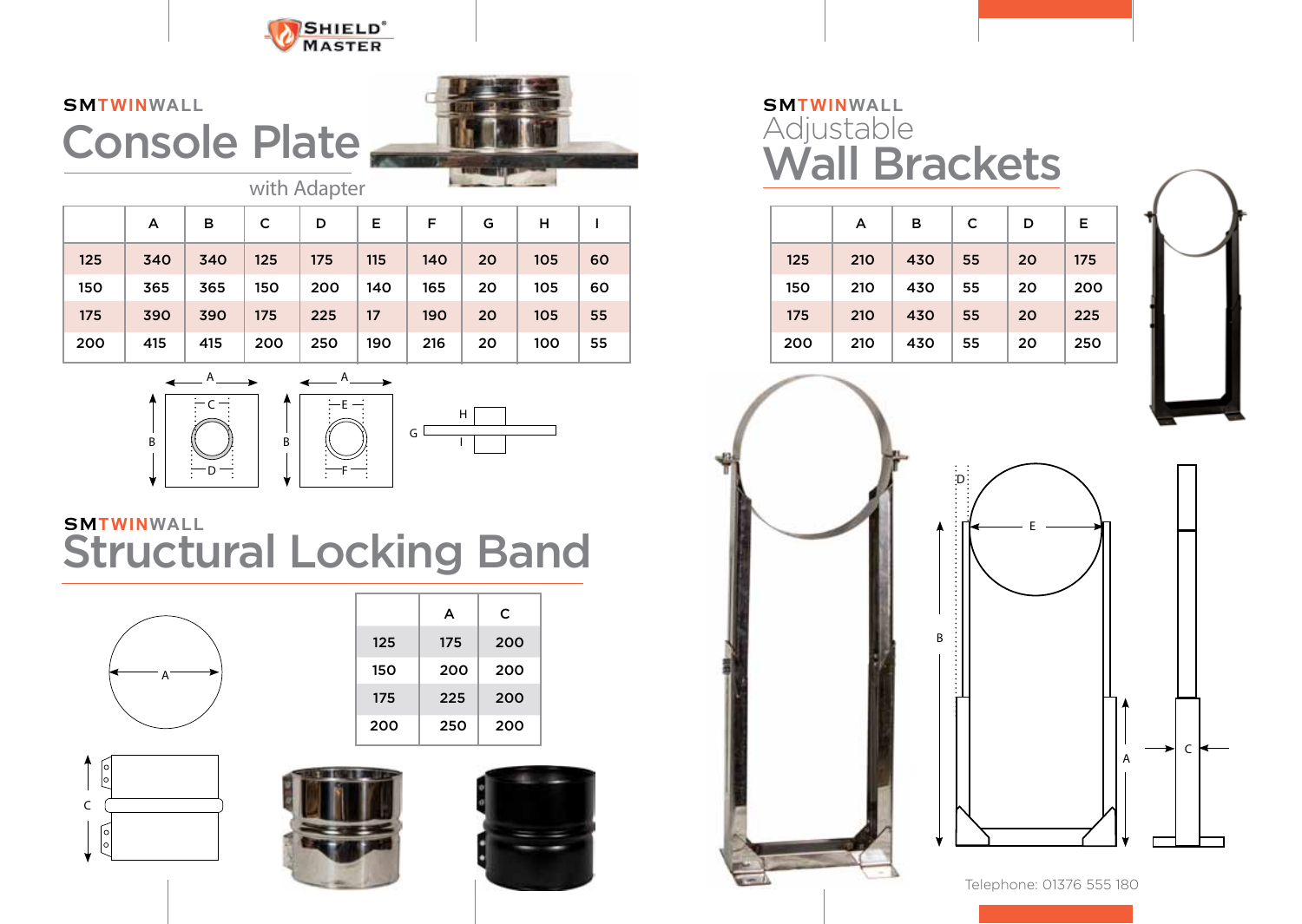## SMTWINWALL

# Console Plate

with Adapter

| | A | B | C | D | E | F | G | H | I |
|---|---|---|---|---|---|---|---|---|---|
| 125 | 340 | 340 | 125 | 175 | 115 | 140 | 20 | 105 | 60 |
| 150 | 365 | 365 | 150 | 200 | 140 | 165 | 20 | 105 | 60 |
| 175 | 390 | 390 | 175 | 225 | 17 | 190 | 20 | 105 | 55 |
| 200 | 415 | 415 | 200 | 250 | 190 | 216 | 20 | 100 | 55 |

## SMTWINWALL

# Structural Locking Band

| | A | C |
|---|---|---|
| 125 | 175 | 200 |
| 150 | 200 | 200 |
| 175 | 225 | 200 |
| 200 | 250 | 200 |

## SMTWINWALL

# Adjustable Wall Brackets

| | A | B | C | D | E |
|---|---|---|---|---|---|
| 125 | 210 | 430 | 55 | 20 | 175 |
| 150 | 210 | 430 | 55 | 20 | 200 |
| 175 | 210 | 430 | 55 | 20 | 225 |
| 200 | 210 | 430 | 55 | 20 | 250 |

Telephone: 01376 555 180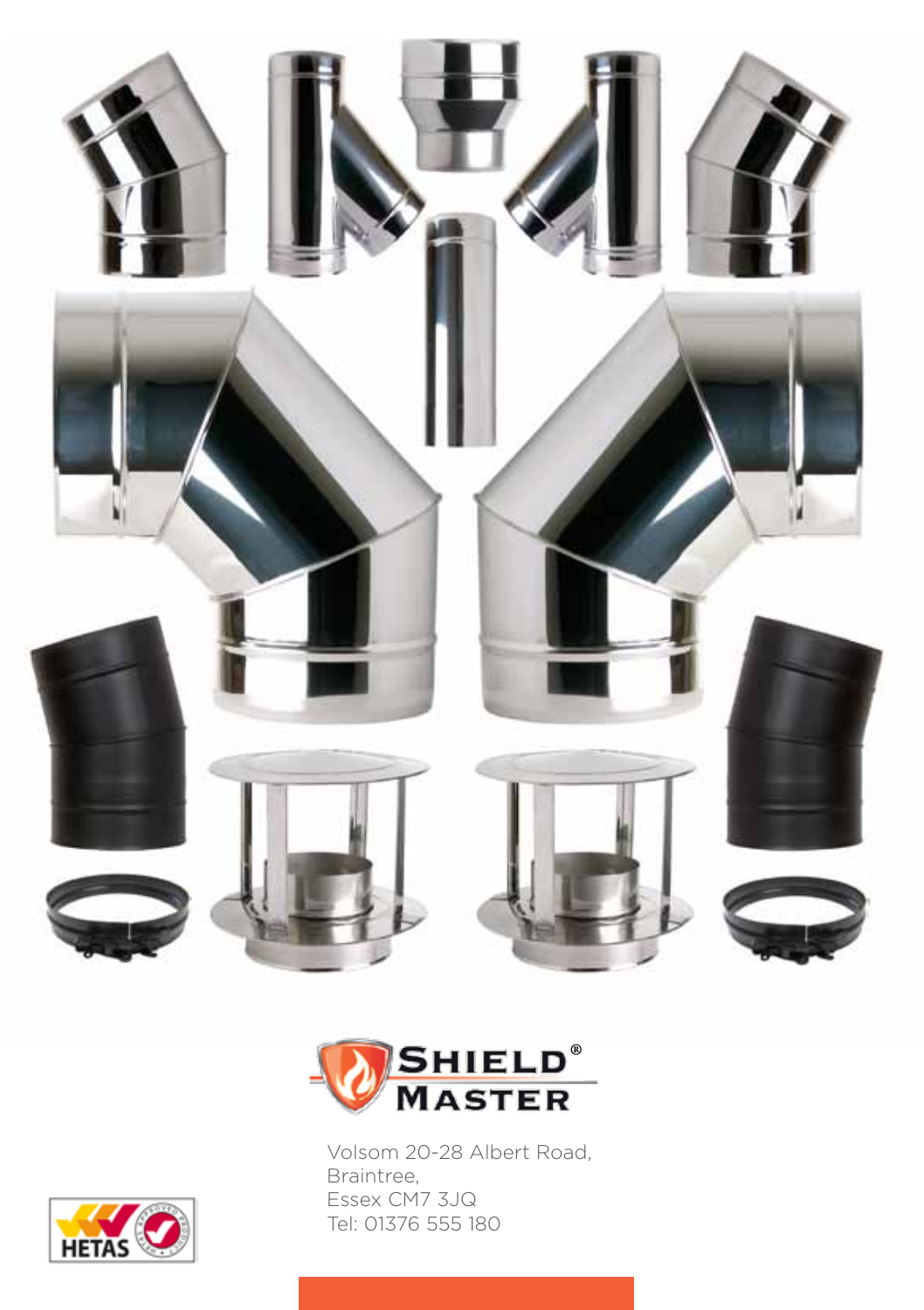Volsom 20-28 Albert Road,
Braintree,
Essex CM7 3JQ
Tel: 01376 555 180